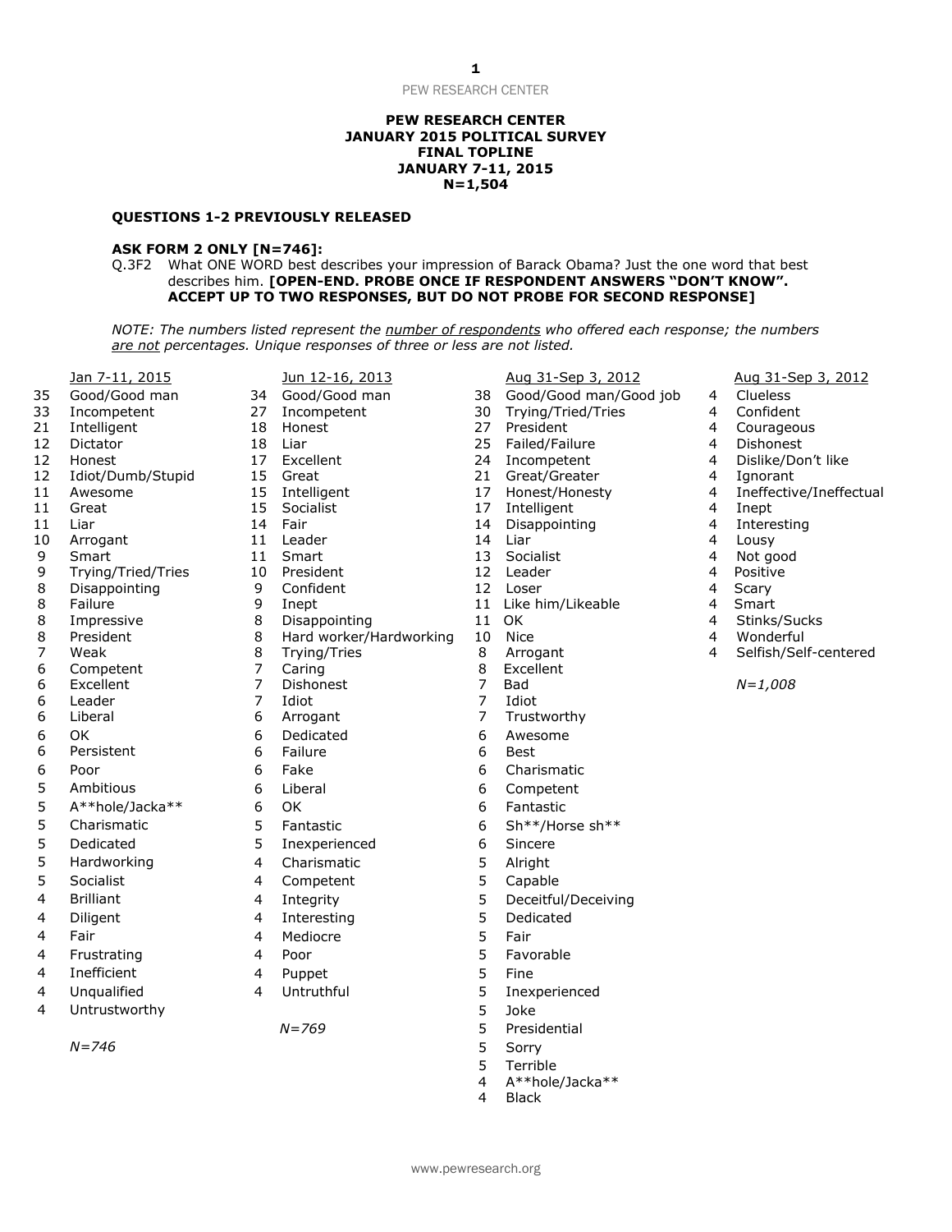**PEW RESEARCH CENTER**
**JANUARY 2015 POLITICAL SURVEY**
**FINAL TOPLINE**
**JANUARY 7-11, 2015**
**N=1,504**

**QUESTIONS 1-2 PREVIOUSLY RELEASED**

**ASK FORM 2 ONLY [N=746]:**

Q.3F2 What ONE WORD best describes your impression of Barack Obama? Just the one word that best describes him. **[OPEN-END. PROBE ONCE IF RESPONDENT ANSWERS "DON'T KNOW". ACCEPT UP TO TWO RESPONSES, BUT DO NOT PROBE FOR SECOND RESPONSE]**

*NOTE: The numbers listed represent the number of respondents who offered each response; the numbers are not percentages. Unique responses of three or less are not listed.*

**Jan 7-11, 2015**

| # | Response |
|---|---|
| 35 | Good/Good man |
| 33 | Incompetent |
| 21 | Intelligent |
| 12 | Dictator |
| 12 | Honest |
| 12 | Idiot/Dumb/Stupid |
| 11 | Awesome |
| 11 | Great |
| 11 | Liar |
| 10 | Arrogant |
| 9 | Smart |
| 9 | Trying/Tried/Tries |
| 8 | Disappointing |
| 8 | Failure |
| 8 | Impressive |
| 8 | President |
| 7 | Weak |
| 6 | Competent |
| 6 | Excellent |
| 6 | Leader |
| 6 | Liberal |
| 6 | OK |
| 6 | Persistent |
| 6 | Poor |
| 5 | Ambitious |
| 5 | A**hole/Jacka** |
| 5 | Charismatic |
| 5 | Dedicated |
| 5 | Hardworking |
| 5 | Socialist |
| 4 | Brilliant |
| 4 | Diligent |
| 4 | Fair |
| 4 | Frustrating |
| 4 | Inefficient |
| 4 | Unqualified |
| 4 | Untrustworthy |

*N=746*

**Jun 12-16, 2013**

| # | Response |
|---|---|
| 34 | Good/Good man |
| 27 | Incompetent |
| 18 | Honest |
| 18 | Liar |
| 17 | Excellent |
| 15 | Great |
| 15 | Intelligent |
| 15 | Socialist |
| 14 | Fair |
| 11 | Leader |
| 11 | Smart |
| 10 | President |
| 9 | Confident |
| 9 | Inept |
| 8 | Disappointing |
| 8 | Hard worker/Hardworking |
| 8 | Trying/Tries |
| 7 | Caring |
| 7 | Dishonest |
| 7 | Idiot |
| 6 | Arrogant |
| 6 | Dedicated |
| 6 | Failure |
| 6 | Fake |
| 6 | Liberal |
| 6 | OK |
| 5 | Fantastic |
| 5 | Inexperienced |
| 4 | Charismatic |
| 4 | Competent |
| 4 | Integrity |
| 4 | Interesting |
| 4 | Mediocre |
| 4 | Poor |
| 4 | Puppet |
| 4 | Untruthful |

*N=769*

**Aug 31-Sep 3, 2012**

| # | Response |
|---|---|
| 38 | Good/Good man/Good job |
| 30 | Trying/Tried/Tries |
| 27 | President |
| 25 | Failed/Failure |
| 24 | Incompetent |
| 21 | Great/Greater |
| 17 | Honest/Honesty |
| 17 | Intelligent |
| 14 | Disappointing |
| 14 | Liar |
| 13 | Socialist |
| 12 | Leader |
| 12 | Loser |
| 11 | Like him/Likeable |
| 11 | OK |
| 10 | Nice |
| 8 | Arrogant |
| 8 | Excellent |
| 7 | Bad |
| 7 | Idiot |
| 7 | Trustworthy |
| 6 | Awesome |
| 6 | Best |
| 6 | Charismatic |
| 6 | Competent |
| 6 | Fantastic |
| 6 | Sh**/Horse sh** |
| 6 | Sincere |
| 5 | Alright |
| 5 | Capable |
| 5 | Deceitful/Deceiving |
| 5 | Dedicated |
| 5 | Fair |
| 5 | Favorable |
| 5 | Fine |
| 5 | Inexperienced |
| 5 | Joke |
| 5 | Presidential |
| 5 | Sorry |
| 5 | Terrible |
| 4 | A**hole/Jacka** |
| 4 | Black |
| 4 | Clueless |
| 4 | Confident |
| 4 | Courageous |
| 4 | Dishonest |
| 4 | Dislike/Don't like |
| 4 | Ignorant |
| 4 | Ineffective/Ineffectual |
| 4 | Inept |
| 4 | Interesting |
| 4 | Lousy |
| 4 | Not good |
| 4 | Positive |
| 4 | Scary |
| 4 | Smart |
| 4 | Stinks/Sucks |
| 4 | Wonderful |
| 4 | Selfish/Self-centered |

*N=1,008*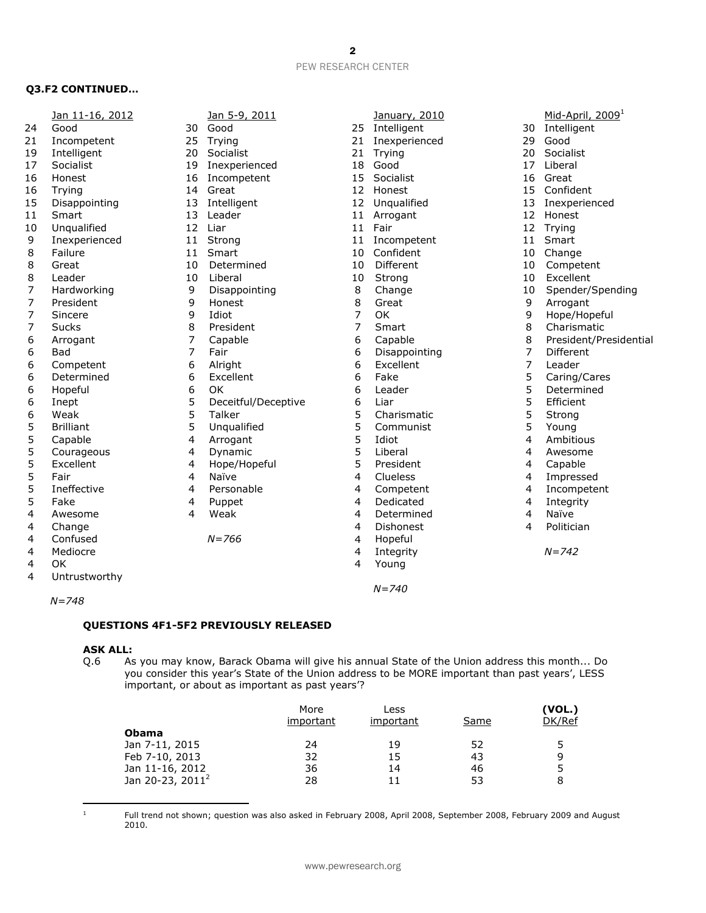**Q3.F2 CONTINUED…**

| Jan 11-16, 2012 | | Jan 5-9, 2011 | | January, 2010 | | Mid-April, 2009[1] | |
|---|---|---|---|---|---|---|---|
| 24 | Good | 30 | Good | 25 | Intelligent | 30 | Intelligent |
| 21 | Incompetent | 25 | Trying | 21 | Inexperienced | 29 | Good |
| 19 | Intelligent | 20 | Socialist | 21 | Trying | 20 | Socialist |
| 17 | Socialist | 19 | Inexperienced | 18 | Good | 17 | Liberal |
| 16 | Honest | 16 | Incompetent | 15 | Socialist | 16 | Great |
| 16 | Trying | 14 | Great | 12 | Honest | 15 | Confident |
| 15 | Disappointing | 13 | Intelligent | 12 | Unqualified | 13 | Inexperienced |
| 11 | Smart | 13 | Leader | 11 | Arrogant | 12 | Honest |
| 10 | Unqualified | 12 | Liar | 11 | Fair | 12 | Trying |
| 9 | Inexperienced | 11 | Strong | 11 | Incompetent | 11 | Smart |
| 8 | Failure | 11 | Smart | 10 | Confident | 10 | Change |
| 8 | Great | 10 | Determined | 10 | Different | 10 | Competent |
| 8 | Leader | 10 | Liberal | 10 | Strong | 10 | Excellent |
| 7 | Hardworking | 9 | Disappointing | 8 | Change | 10 | Spender/Spending |
| 7 | President | 9 | Honest | 8 | Great | 9 | Arrogant |
| 7 | Sincere | 9 | Idiot | 7 | OK | 9 | Hope/Hopeful |
| 7 | Sucks | 8 | President | 7 | Smart | 8 | Charismatic |
| 6 | Arrogant | 7 | Capable | 6 | Capable | 8 | President/Presidential |
| 6 | Bad | 7 | Fair | 6 | Disappointing | 7 | Different |
| 6 | Competent | 6 | Alright | 6 | Excellent | 7 | Leader |
| 6 | Determined | 6 | Excellent | 6 | Fake | 5 | Caring/Cares |
| 6 | Hopeful | 6 | OK | 6 | Leader | 5 | Determined |
| 6 | Inept | 5 | Deceitful/Deceptive | 6 | Liar | 5 | Efficient |
| 6 | Weak | 5 | Talker | 5 | Charismatic | 5 | Strong |
| 5 | Brilliant | 5 | Unqualified | 5 | Communist | 5 | Young |
| 5 | Capable | 4 | Arrogant | 5 | Idiot | 4 | Ambitious |
| 5 | Courageous | 4 | Dynamic | 5 | Liberal | 4 | Awesome |
| 5 | Excellent | 4 | Hope/Hopeful | 5 | President | 4 | Capable |
| 5 | Fair | 4 | Naïve | 4 | Clueless | 4 | Impressed |
| 5 | Ineffective | 4 | Personable | 4 | Competent | 4 | Incompetent |
| 5 | Fake | 4 | Puppet | 4 | Dedicated | 4 | Integrity |
| 4 | Awesome | 4 | Weak | 4 | Determined | 4 | Naïve |
| 4 | Change | | | 4 | Dishonest | 4 | Politician |
| 4 | Confused | | *N=766* | 4 | Hopeful | | |
| 4 | Mediocre | | | 4 | Integrity | | *N=742* |
| 4 | OK | | | 4 | Young | | |
| 4 | Untrustworthy | | | | | | |
| | | | | | *N=740* | | |
| | *N=748* | | | | | | |

**QUESTIONS 4F1-5F2 PREVIOUSLY RELEASED**

**ASK ALL:**

Q.6 As you may know, Barack Obama will give his annual State of the Union address this month... Do you consider this year's State of the Union address to be MORE important than past years', LESS important, or about as important as past years'?

| | More important | Less important | Same | (VOL.) DK/Ref |
|---|---|---|---|---|
| **Obama** | | | | |
| Jan 7-11, 2015 | 24 | 19 | 52 | 5 |
| Feb 7-10, 2013 | 32 | 15 | 43 | 9 |
| Jan 11-16, 2012 | 36 | 14 | 46 | 5 |
| Jan 20-23, 2011[2] | 28 | 11 | 53 | 8 |

[1] Full trend not shown; question was also asked in February 2008, April 2008, September 2008, February 2009 and August 2010.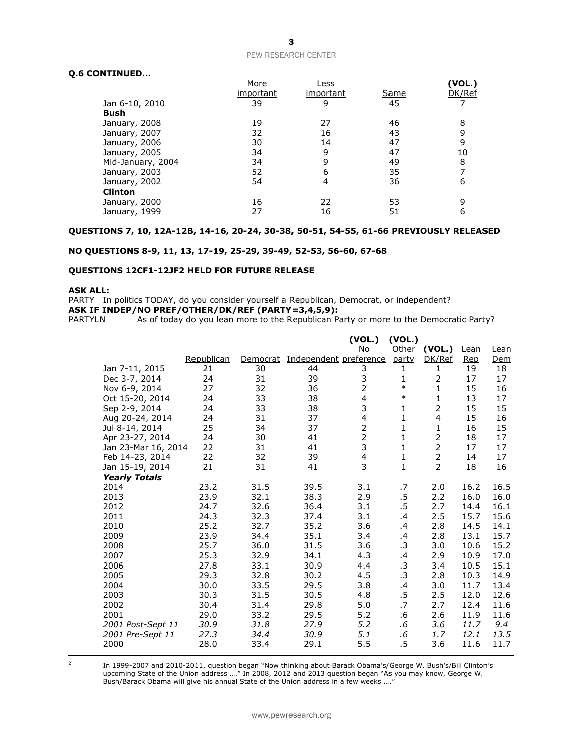**Q.6 CONTINUED...**

| | More important | Less important | Same | (VOL.) DK/Ref |
|---|---|---|---|---|
| Jan 6-10, 2010 | 39 | 9 | 45 | 7 |
| **Bush** | | | | |
| January, 2008 | 19 | 27 | 46 | 8 |
| January, 2007 | 32 | 16 | 43 | 9 |
| January, 2006 | 30 | 14 | 47 | 9 |
| January, 2005 | 34 | 9 | 47 | 10 |
| Mid-January, 2004 | 34 | 9 | 49 | 8 |
| January, 2003 | 52 | 6 | 35 | 7 |
| January, 2002 | 54 | 4 | 36 | 6 |
| **Clinton** | | | | |
| January, 2000 | 16 | 22 | 53 | 9 |
| January, 1999 | 27 | 16 | 51 | 6 |

**QUESTIONS 7, 10, 12A-12B, 14-16, 20-24, 30-38, 50-51, 54-55, 61-66 PREVIOUSLY RELEASED**

**NO QUESTIONS 8-9, 11, 13, 17-19, 25-29, 39-49, 52-53, 56-60, 67-68**

**QUESTIONS 12CF1-12JF2 HELD FOR FUTURE RELEASE**

**ASK ALL:**
PARTY In politics TODAY, do you consider yourself a Republican, Democrat, or independent?
**ASK IF INDEP/NO PREF/OTHER/DK/REF (PARTY=3,4,5,9):**
PARTYLN As of today do you lean more to the Republican Party or more to the Democratic Party?

| | Republican | Democrat | Independent | (VOL.) No preference | (VOL.) Other party | (VOL.) DK/Ref | Lean Rep | Lean Dem |
|---|---|---|---|---|---|---|---|---|
| Jan 7-11, 2015 | 21 | 30 | 44 | 3 | 1 | 1 | 19 | 18 |
| Dec 3-7, 2014 | 24 | 31 | 39 | 3 | 1 | 2 | 17 | 17 |
| Nov 6-9, 2014 | 27 | 32 | 36 | 2 | * | 1 | 15 | 16 |
| Oct 15-20, 2014 | 24 | 33 | 38 | 4 | * | 1 | 13 | 17 |
| Sep 2-9, 2014 | 24 | 33 | 38 | 3 | 1 | 2 | 15 | 15 |
| Aug 20-24, 2014 | 24 | 31 | 37 | 4 | 1 | 4 | 15 | 16 |
| Jul 8-14, 2014 | 25 | 34 | 37 | 2 | 1 | 1 | 16 | 15 |
| Apr 23-27, 2014 | 24 | 30 | 41 | 2 | 1 | 2 | 18 | 17 |
| Jan 23-Mar 16, 2014 | 22 | 31 | 41 | 3 | 1 | 2 | 17 | 17 |
| Feb 14-23, 2014 | 22 | 32 | 39 | 4 | 1 | 2 | 14 | 17 |
| Jan 15-19, 2014 | 21 | 31 | 41 | 3 | 1 | 2 | 18 | 16 |
| ***Yearly Totals*** | | | | | | | | |
| 2014 | 23.2 | 31.5 | 39.5 | 3.1 | .7 | 2.0 | 16.2 | 16.5 |
| 2013 | 23.9 | 32.1 | 38.3 | 2.9 | .5 | 2.2 | 16.0 | 16.0 |
| 2012 | 24.7 | 32.6 | 36.4 | 3.1 | .5 | 2.7 | 14.4 | 16.1 |
| 2011 | 24.3 | 32.3 | 37.4 | 3.1 | .4 | 2.5 | 15.7 | 15.6 |
| 2010 | 25.2 | 32.7 | 35.2 | 3.6 | .4 | 2.8 | 14.5 | 14.1 |
| 2009 | 23.9 | 34.4 | 35.1 | 3.4 | .4 | 2.8 | 13.1 | 15.7 |
| 2008 | 25.7 | 36.0 | 31.5 | 3.6 | .3 | 3.0 | 10.6 | 15.2 |
| 2007 | 25.3 | 32.9 | 34.1 | 4.3 | .4 | 2.9 | 10.9 | 17.0 |
| 2006 | 27.8 | 33.1 | 30.9 | 4.4 | .3 | 3.4 | 10.5 | 15.1 |
| 2005 | 29.3 | 32.8 | 30.2 | 4.5 | .3 | 2.8 | 10.3 | 14.9 |
| 2004 | 30.0 | 33.5 | 29.5 | 3.8 | .4 | 3.0 | 11.7 | 13.4 |
| 2003 | 30.3 | 31.5 | 30.5 | 4.8 | .5 | 2.5 | 12.0 | 12.6 |
| 2002 | 30.4 | 31.4 | 29.8 | 5.0 | .7 | 2.7 | 12.4 | 11.6 |
| 2001 | 29.0 | 33.2 | 29.5 | 5.2 | .6 | 2.6 | 11.9 | 11.6 |
| *2001 Post-Sept 11* | *30.9* | *31.8* | *27.9* | *5.2* | *.6* | *3.6* | *11.7* | *9.4* |
| *2001 Pre-Sept 11* | *27.3* | *34.4* | *30.9* | *5.1* | *.6* | *1.7* | *12.1* | *13.5* |
| 2000 | 28.0 | 33.4 | 29.1 | 5.5 | .5 | 3.6 | 11.6 | 11.7 |

[2] In 1999-2007 and 2010-2011, question began "Now thinking about Barack Obama's/George W. Bush's/Bill Clinton's upcoming State of the Union address …." In 2008, 2012 and 2013 question began "As you may know, George W. Bush/Barack Obama will give his annual State of the Union address in a few weeks …."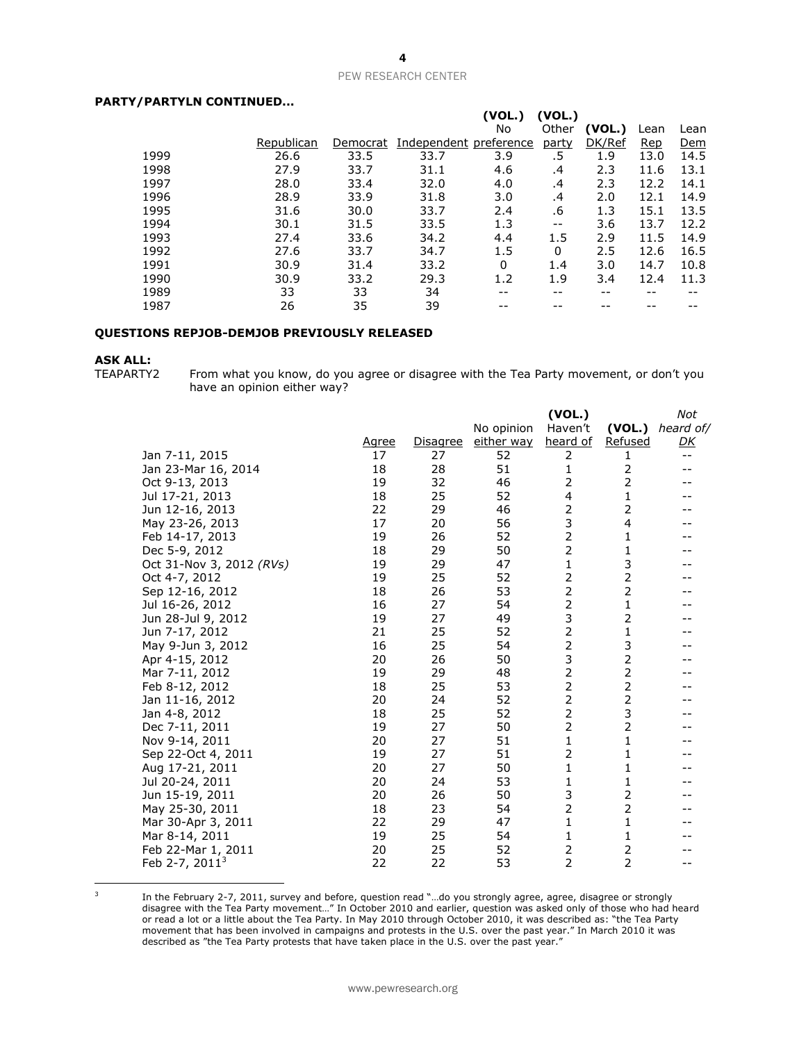**PARTY/PARTYLN CONTINUED…**

| | Republican | Democrat | Independent | (VOL.) No preference | (VOL.) Other party | (VOL.) DK/Ref | Lean Rep | Lean Dem |
|---|---|---|---|---|---|---|---|---|
| 1999 | 26.6 | 33.5 | 33.7 | 3.9 | .5 | 1.9 | 13.0 | 14.5 |
| 1998 | 27.9 | 33.7 | 31.1 | 4.6 | .4 | 2.3 | 11.6 | 13.1 |
| 1997 | 28.0 | 33.4 | 32.0 | 4.0 | .4 | 2.3 | 12.2 | 14.1 |
| 1996 | 28.9 | 33.9 | 31.8 | 3.0 | .4 | 2.0 | 12.1 | 14.9 |
| 1995 | 31.6 | 30.0 | 33.7 | 2.4 | .6 | 1.3 | 15.1 | 13.5 |
| 1994 | 30.1 | 31.5 | 33.5 | 1.3 | -- | 3.6 | 13.7 | 12.2 |
| 1993 | 27.4 | 33.6 | 34.2 | 4.4 | 1.5 | 2.9 | 11.5 | 14.9 |
| 1992 | 27.6 | 33.7 | 34.7 | 1.5 | 0 | 2.5 | 12.6 | 16.5 |
| 1991 | 30.9 | 31.4 | 33.2 | 0 | 1.4 | 3.0 | 14.7 | 10.8 |
| 1990 | 30.9 | 33.2 | 29.3 | 1.2 | 1.9 | 3.4 | 12.4 | 11.3 |
| 1989 | 33 | 33 | 34 | -- | -- | -- | -- | -- |
| 1987 | 26 | 35 | 39 | -- | -- | -- | -- | -- |

**QUESTIONS REPJOB-DEMJOB PREVIOUSLY RELEASED**

**ASK ALL:**

TEAPARTY2 From what you know, do you agree or disagree with the Tea Party movement, or don't you have an opinion either way?

| | Agree | Disagree | No opinion either way | (VOL.) Haven't heard of | (VOL.) Refused | *Not heard of/ DK* |
|---|---|---|---|---|---|---|
| Jan 7-11, 2015 | 17 | 27 | 52 | 2 | 1 | -- |
| Jan 23-Mar 16, 2014 | 18 | 28 | 51 | 1 | 2 | -- |
| Oct 9-13, 2013 | 19 | 32 | 46 | 2 | 2 | -- |
| Jul 17-21, 2013 | 18 | 25 | 52 | 4 | 1 | -- |
| Jun 12-16, 2013 | 22 | 29 | 46 | 2 | 2 | -- |
| May 23-26, 2013 | 17 | 20 | 56 | 3 | 4 | -- |
| Feb 14-17, 2013 | 19 | 26 | 52 | 2 | 1 | -- |
| Dec 5-9, 2012 | 18 | 29 | 50 | 2 | 1 | -- |
| Oct 31-Nov 3, 2012 *(RVs)* | 19 | 29 | 47 | 1 | 3 | -- |
| Oct 4-7, 2012 | 19 | 25 | 52 | 2 | 2 | -- |
| Sep 12-16, 2012 | 18 | 26 | 53 | 2 | 2 | -- |
| Jul 16-26, 2012 | 16 | 27 | 54 | 2 | 1 | -- |
| Jun 28-Jul 9, 2012 | 19 | 27 | 49 | 3 | 2 | -- |
| Jun 7-17, 2012 | 21 | 25 | 52 | 2 | 1 | -- |
| May 9-Jun 3, 2012 | 16 | 25 | 54 | 2 | 3 | -- |
| Apr 4-15, 2012 | 20 | 26 | 50 | 3 | 2 | -- |
| Mar 7-11, 2012 | 19 | 29 | 48 | 2 | 2 | -- |
| Feb 8-12, 2012 | 18 | 25 | 53 | 2 | 2 | -- |
| Jan 11-16, 2012 | 20 | 24 | 52 | 2 | 2 | -- |
| Jan 4-8, 2012 | 18 | 25 | 52 | 2 | 3 | -- |
| Dec 7-11, 2011 | 19 | 27 | 50 | 2 | 2 | -- |
| Nov 9-14, 2011 | 20 | 27 | 51 | 1 | 1 | -- |
| Sep 22-Oct 4, 2011 | 19 | 27 | 51 | 2 | 1 | -- |
| Aug 17-21, 2011 | 20 | 27 | 50 | 1 | 1 | -- |
| Jul 20-24, 2011 | 20 | 24 | 53 | 1 | 1 | -- |
| Jun 15-19, 2011 | 20 | 26 | 50 | 3 | 2 | -- |
| May 25-30, 2011 | 18 | 23 | 54 | 2 | 2 | -- |
| Mar 30-Apr 3, 2011 | 22 | 29 | 47 | 1 | 1 | -- |
| Mar 8-14, 2011 | 19 | 25 | 54 | 1 | 1 | -- |
| Feb 22-Mar 1, 2011 | 20 | 25 | 52 | 2 | 2 | -- |
| Feb 2-7, 2011[3] | 22 | 22 | 53 | 2 | 2 | -- |

[3] In the February 2-7, 2011, survey and before, question read "…do you strongly agree, agree, disagree or strongly disagree with the Tea Party movement…" In October 2010 and earlier, question was asked only of those who had heard or read a lot or a little about the Tea Party. In May 2010 through October 2010, it was described as: "the Tea Party movement that has been involved in campaigns and protests in the U.S. over the past year." In March 2010 it was described as "the Tea Party protests that have taken place in the U.S. over the past year."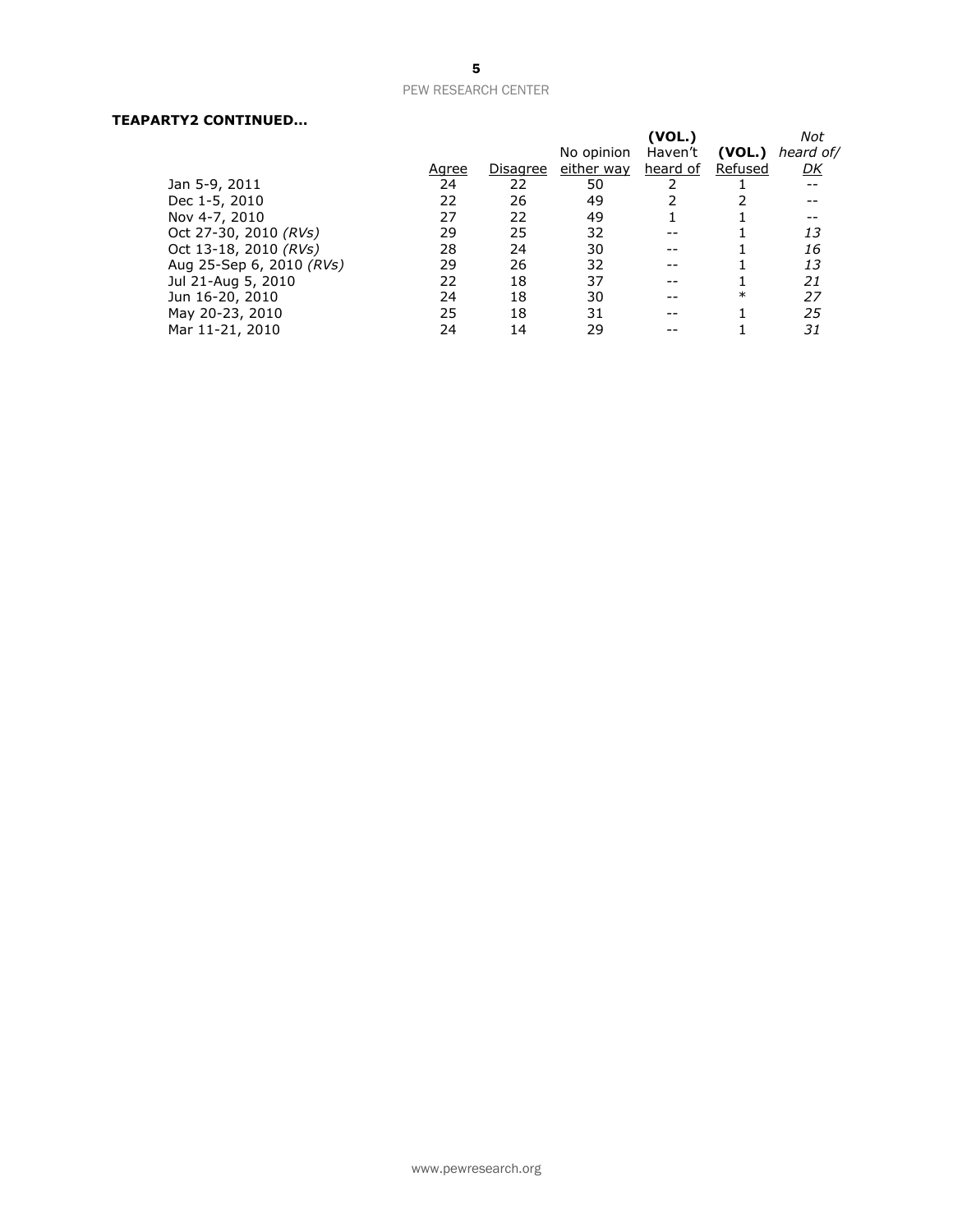**TEAPARTY2 CONTINUED...**

| | Agree | Disagree | No opinion either way | (VOL.) Haven't heard of | (VOL.) Refused | *Not heard of/ DK* |
|---|---|---|---|---|---|---|
| Jan 5-9, 2011 | 24 | 22 | 50 | 2 | 1 | -- |
| Dec 1-5, 2010 | 22 | 26 | 49 | 2 | 2 | -- |
| Nov 4-7, 2010 | 27 | 22 | 49 | 1 | 1 | -- |
| Oct 27-30, 2010 *(RVs)* | 29 | 25 | 32 | -- | 1 | *13* |
| Oct 13-18, 2010 *(RVs)* | 28 | 24 | 30 | -- | 1 | *16* |
| Aug 25-Sep 6, 2010 *(RVs)* | 29 | 26 | 32 | -- | 1 | *13* |
| Jul 21-Aug 5, 2010 | 22 | 18 | 37 | -- | 1 | *21* |
| Jun 16-20, 2010 | 24 | 18 | 30 | -- | * | *27* |
| May 20-23, 2010 | 25 | 18 | 31 | -- | 1 | *25* |
| Mar 11-21, 2010 | 24 | 14 | 29 | -- | 1 | *31* |